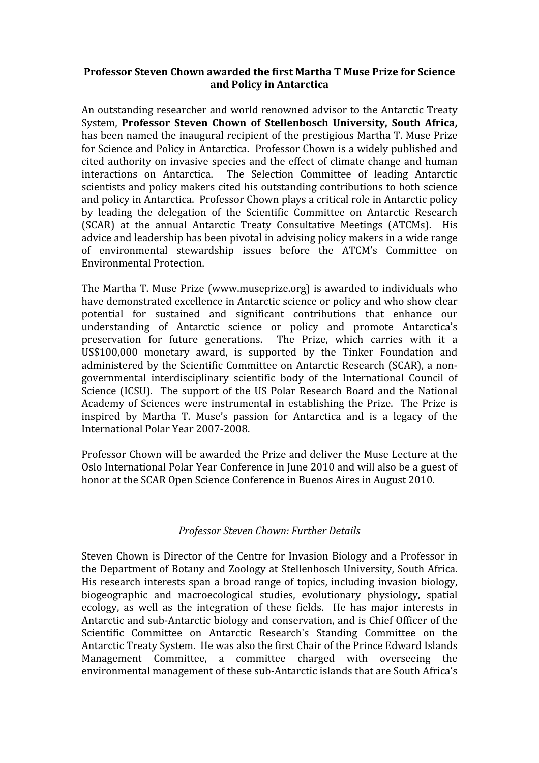**Professor Steven Chown awarded the first Martha T Muse Prize for Science and Policy in Antarctica**

An outstanding researcher and world renowned advisor to the Antarctic Treaty System, **Professor Steven Chown of Stellenbosch University, South Africa,** has been named the inaugural recipient of the prestigious Martha T. Muse Prize for Science and Policy in Antarctica. Professor Chown is a widely published and cited authority on invasive species and the effect of climate change and human interactions on Antarctica. The Selection Committee of leading Antarctic scientists and policy makers cited his outstanding contributions to both science and policy in Antarctica. Professor Chown plays a critical role in Antarctic policy by leading the delegation of the Scientific Committee on Antarctic Research (SCAR) at the annual Antarctic Treaty Consultative Meetings (ATCMs). His advice and leadership has been pivotal in advising policy makers in a wide range of environmental stewardship issues before the ATCM's Committee on Environmental Protection.

The Martha T. Muse Prize (www.museprize.org) is awarded to individuals who have demonstrated excellence in Antarctic science or policy and who show clear potential for sustained and significant contributions that enhance our understanding of Antarctic science or policy and promote Antarctica's preservation for future generations. The Prize, which carries with it a US$100,000 monetary award, is supported by the Tinker Foundation and administered by the Scientific Committee on Antarctic Research (SCAR), a non-governmental interdisciplinary scientific body of the International Council of Science (ICSU). The support of the US Polar Research Board and the National Academy of Sciences were instrumental in establishing the Prize. The Prize is inspired by Martha T. Muse's passion for Antarctica and is a legacy of the International Polar Year 2007-2008.

Professor Chown will be awarded the Prize and deliver the Muse Lecture at the Oslo International Polar Year Conference in June 2010 and will also be a guest of honor at the SCAR Open Science Conference in Buenos Aires in August 2010.

*Professor Steven Chown: Further Details*

Steven Chown is Director of the Centre for Invasion Biology and a Professor in the Department of Botany and Zoology at Stellenbosch University, South Africa. His research interests span a broad range of topics, including invasion biology, biogeographic and macroecological studies, evolutionary physiology, spatial ecology, as well as the integration of these fields. He has major interests in Antarctic and sub-Antarctic biology and conservation, and is Chief Officer of the Scientific Committee on Antarctic Research's Standing Committee on the Antarctic Treaty System. He was also the first Chair of the Prince Edward Islands Management Committee, a committee charged with overseeing the environmental management of these sub-Antarctic islands that are South Africa's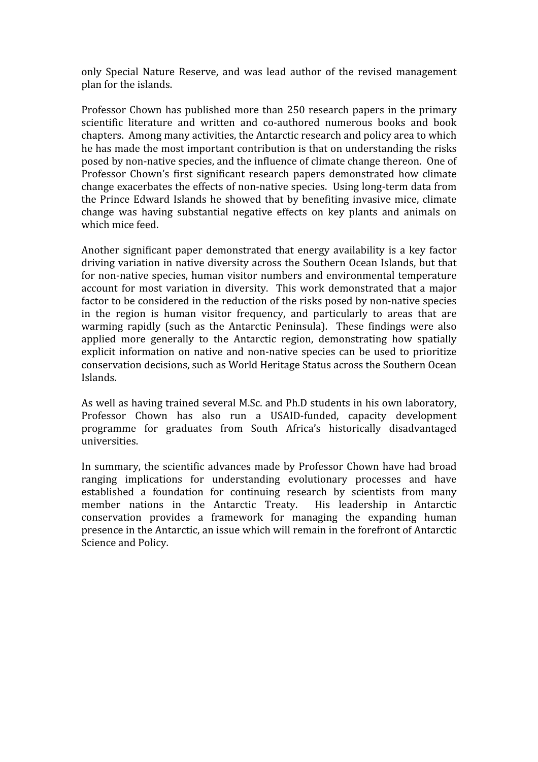only Special Nature Reserve, and was lead author of the revised management plan for the islands.

Professor Chown has published more than 250 research papers in the primary scientific literature and written and co-authored numerous books and book chapters. Among many activities, the Antarctic research and policy area to which he has made the most important contribution is that on understanding the risks posed by non-native species, and the influence of climate change thereon. One of Professor Chown's first significant research papers demonstrated how climate change exacerbates the effects of non-native species. Using long-term data from the Prince Edward Islands he showed that by benefiting invasive mice, climate change was having substantial negative effects on key plants and animals on which mice feed.

Another significant paper demonstrated that energy availability is a key factor driving variation in native diversity across the Southern Ocean Islands, but that for non-native species, human visitor numbers and environmental temperature account for most variation in diversity. This work demonstrated that a major factor to be considered in the reduction of the risks posed by non-native species in the region is human visitor frequency, and particularly to areas that are warming rapidly (such as the Antarctic Peninsula). These findings were also applied more generally to the Antarctic region, demonstrating how spatially explicit information on native and non-native species can be used to prioritize conservation decisions, such as World Heritage Status across the Southern Ocean Islands.

As well as having trained several M.Sc. and Ph.D students in his own laboratory, Professor Chown has also run a USAID-funded, capacity development programme for graduates from South Africa's historically disadvantaged universities.

In summary, the scientific advances made by Professor Chown have had broad ranging implications for understanding evolutionary processes and have established a foundation for continuing research by scientists from many member nations in the Antarctic Treaty. His leadership in Antarctic conservation provides a framework for managing the expanding human presence in the Antarctic, an issue which will remain in the forefront of Antarctic Science and Policy.